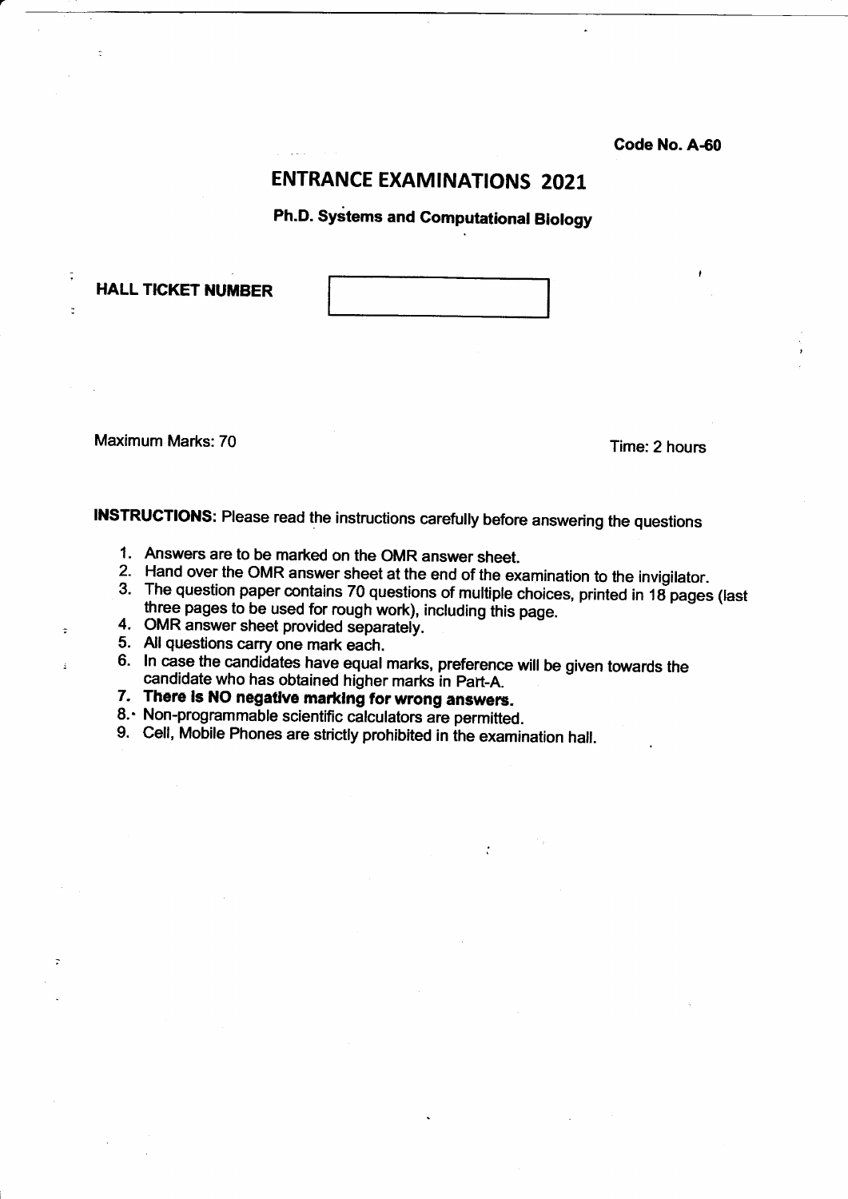**Code No. A-60**

# ENTRANCE EXAMINATIONS 2021

## Ph.D. Systems and Computational Biology

**HALL TICKET NUMBER**

Maximum Marks: 70

Time: 2 hours

**INSTRUCTIONS:** Please read the instructions carefully before answering the questions

1. Answers are to be marked on the OMR answer sheet.
2. Hand over the OMR answer sheet at the end of the examination to the invigilator.
3. The question paper contains 70 questions of multiple choices, printed in 18 pages (last three pages to be used for rough work), including this page.
4. OMR answer sheet provided separately.
5. All questions carry one mark each.
6. In case the candidates have equal marks, preference will be given towards the candidate who has obtained higher marks in Part-A.
7. **There is NO negative marking for wrong answers.**
8. Non-programmable scientific calculators are permitted.
9. Cell, Mobile Phones are strictly prohibited in the examination hall.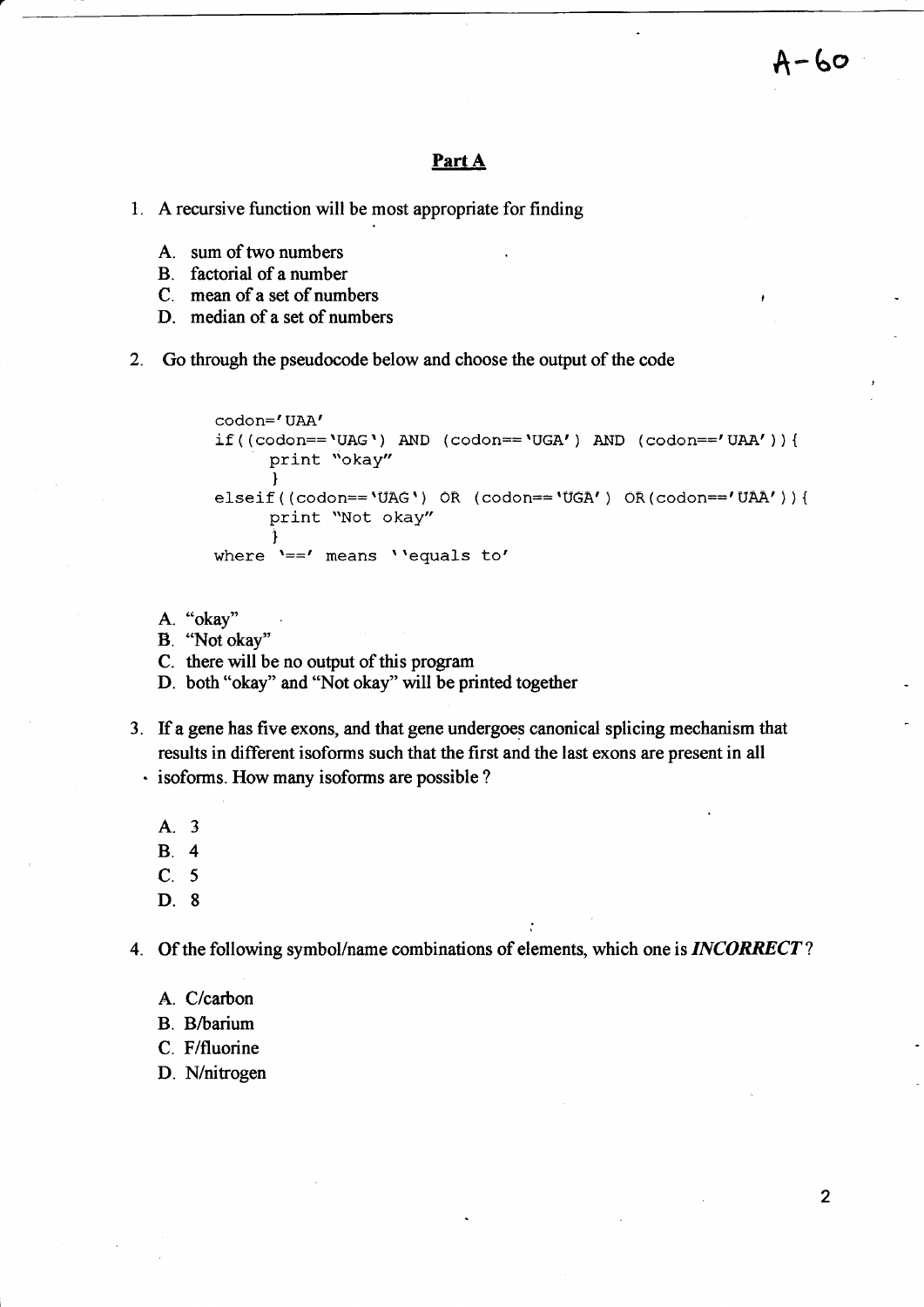A-60

## Part A

1. A recursive function will be most appropriate for finding

   A. sum of two numbers
   B. factorial of a number
   C. mean of a set of numbers
   D. median of a set of numbers

2. Go through the pseudocode below and choose the output of the code

```
codon='UAA'
if((codon=='UAG') AND (codon=='UGA') AND (codon=='UAA')){
      print "okay"
      }
elseif((codon=='UAG') OR (codon=='UGA') OR(codon=='UAA')){
      print "Not okay"
      }
where '==' means ''equals to'
```

   A. "okay"
   B. "Not okay"
   C. there will be no output of this program
   D. both "okay" and "Not okay" will be printed together

3. If a gene has five exons, and that gene undergoes canonical splicing mechanism that results in different isoforms such that the first and the last exons are present in all isoforms. How many isoforms are possible ?

   A. 3
   B. 4
   C. 5
   D. 8

4. Of the following symbol/name combinations of elements, which one is ***INCORRECT*** ?

   A. C/carbon
   B. B/barium
   C. F/fluorine
   D. N/nitrogen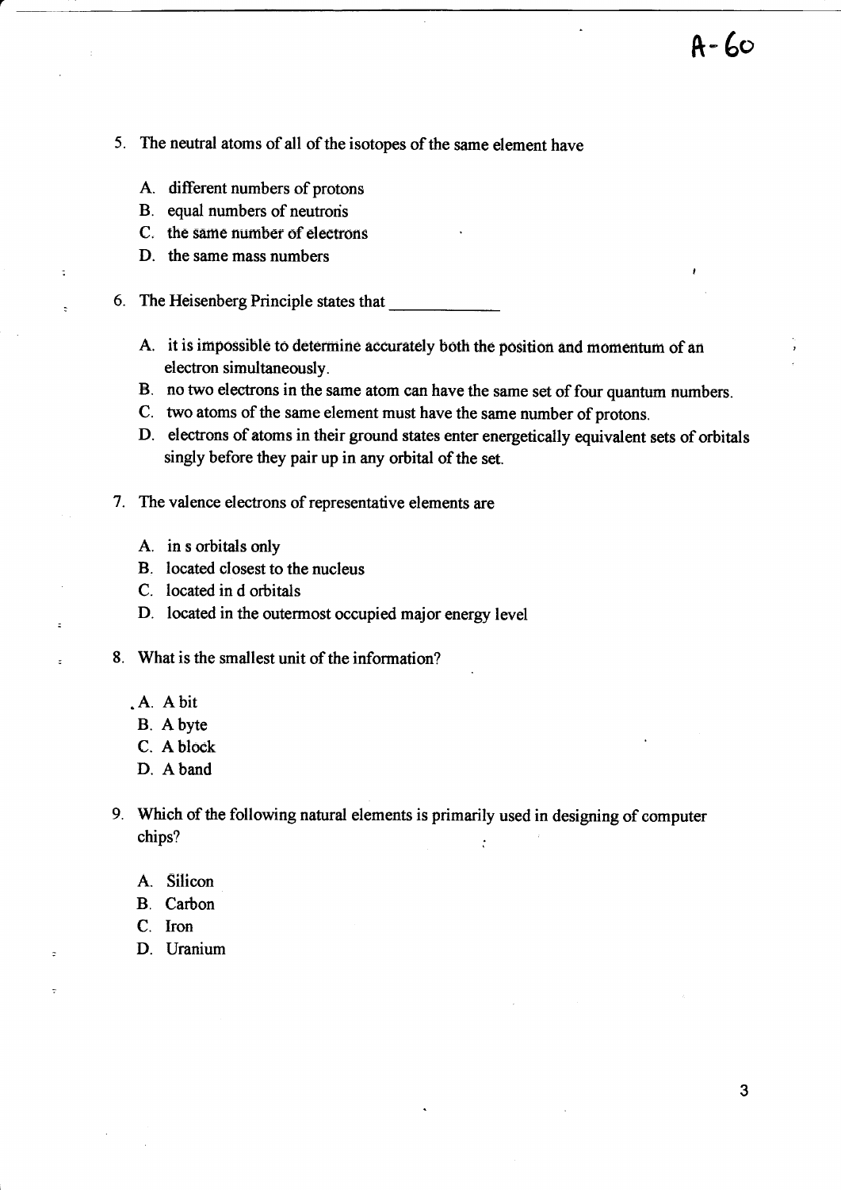A-60

5. The neutral atoms of all of the isotopes of the same element have

   A. different numbers of protons
   B. equal numbers of neutrons
   C. the same number of electrons
   D. the same mass numbers

6. The Heisenberg Principle states that ____________

   A. it is impossible to determine accurately both the position and momentum of an electron simultaneously.
   B. no two electrons in the same atom can have the same set of four quantum numbers.
   C. two atoms of the same element must have the same number of protons.
   D. electrons of atoms in their ground states enter energetically equivalent sets of orbitals singly before they pair up in any orbital of the set.

7. The valence electrons of representative elements are

   A. in s orbitals only
   B. located closest to the nucleus
   C. located in d orbitals
   D. located in the outermost occupied major energy level

8. What is the smallest unit of the information?

   A. A bit
   B. A byte
   C. A block
   D. A band

9. Which of the following natural elements is primarily used in designing of computer chips?

   A. Silicon
   B. Carbon
   C. Iron
   D. Uranium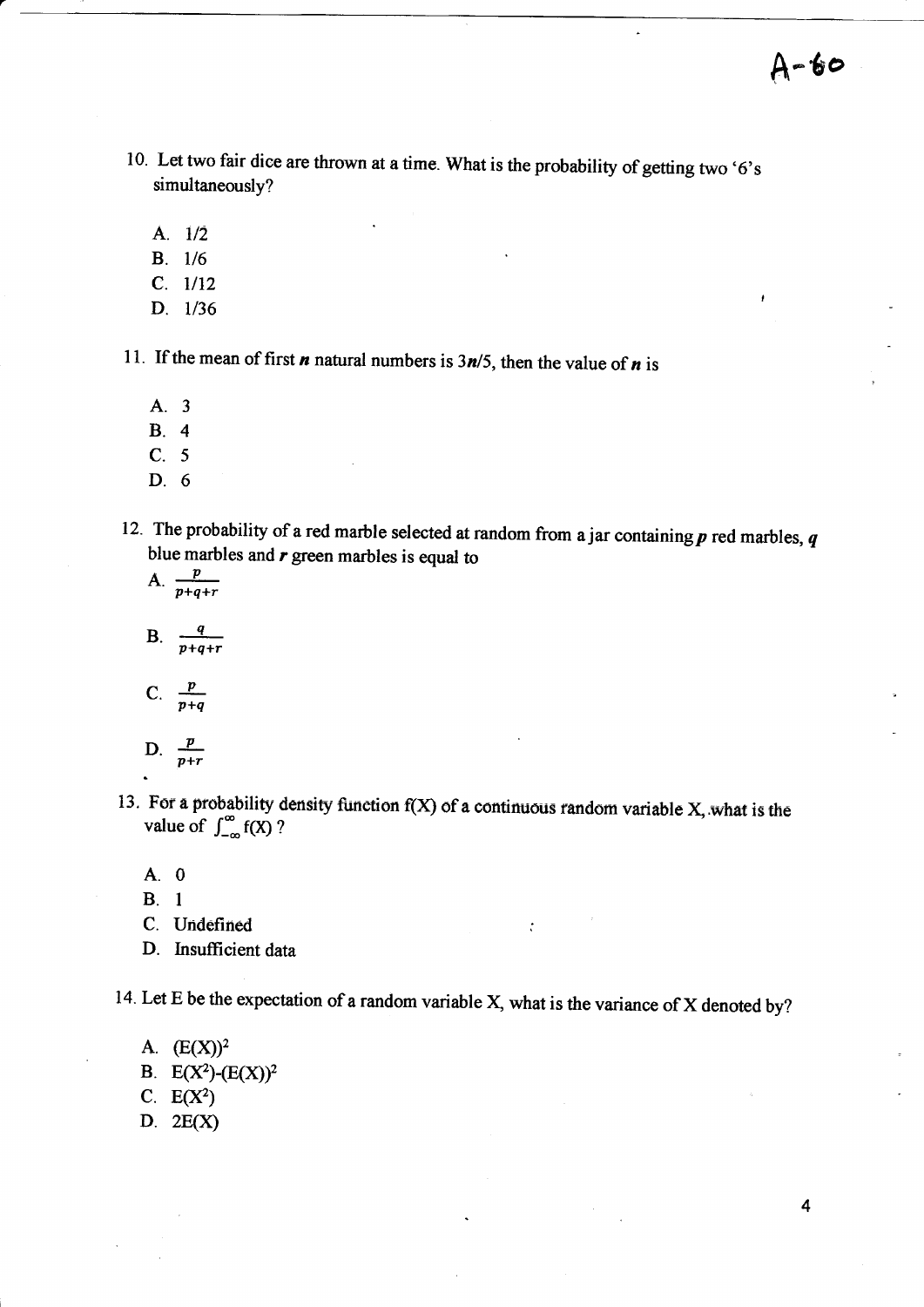10. Let two fair dice are thrown at a time. What is the probability of getting two '6's simultaneously?

   A. 1/2
   B. 1/6
   C. 1/12
   D. 1/36

11. If the mean of first ***n*** natural numbers is $3n/5$, then the value of ***n*** is

   A. 3
   B. 4
   C. 5
   D. 6

12. The probability of a red marble selected at random from a jar containing ***p*** red marbles, ***q*** blue marbles and ***r*** green marbles is equal to

   A. $\frac{p}{p+q+r}$

   B. $\frac{q}{p+q+r}$

   C. $\frac{p}{p+q}$

   D. $\frac{p}{p+r}$

13. For a probability density function f(X) of a continuous random variable X, what is the value of $\int_{-\infty}^{\infty} f(X)$ ?

   A. 0
   B. 1
   C. Undefined
   D. Insufficient data

14. Let E be the expectation of a random variable X, what is the variance of X denoted by?

   A. $(E(X))^2$
   B. $E(X^2)-(E(X))^2$
   C. $E(X^2)$
   D. $2E(X)$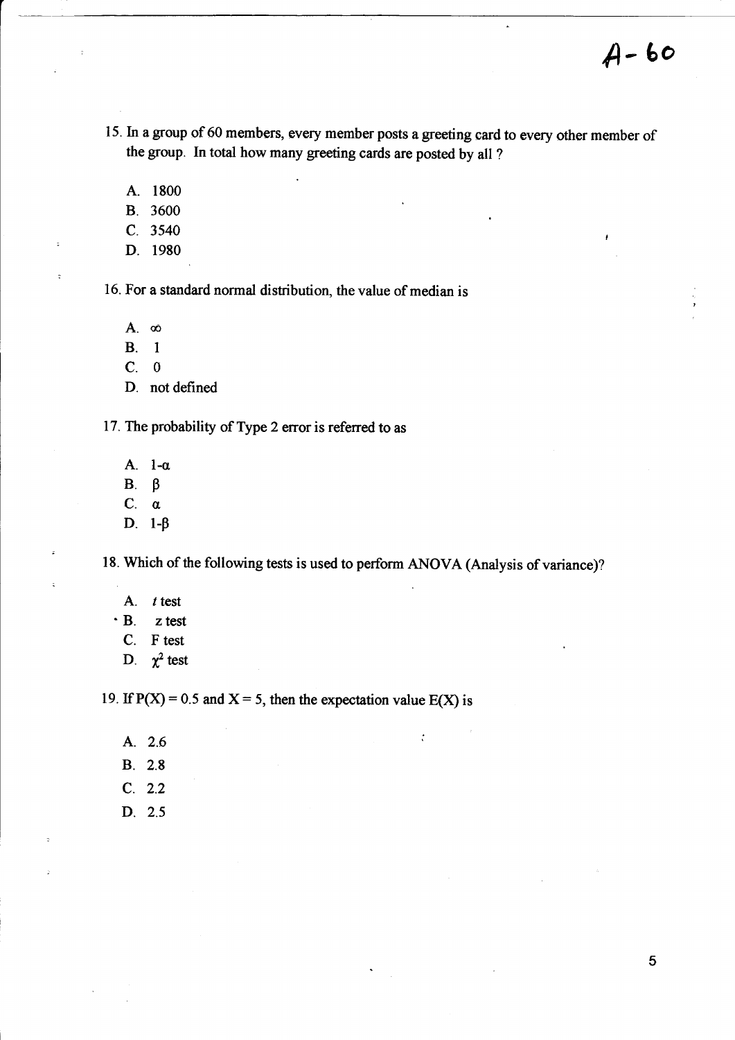A- 60

15. In a group of 60 members, every member posts a greeting card to every other member of the group. In total how many greeting cards are posted by all ?

    A. 1800
    B. 3600
    C. 3540
    D. 1980

16. For a standard normal distribution, the value of median is

    A. $\infty$
    B. 1
    C. 0
    D. not defined

17. The probability of Type 2 error is referred to as

    A. $1-\alpha$
    B. $\beta$
    C. $\alpha$
    D. $1-\beta$

18. Which of the following tests is used to perform ANOVA (Analysis of variance)?

    A. $t$ test
    B. z test
    C. F test
    D. $\chi^2$ test

19. If $P(X) = 0.5$ and $X = 5$, then the expectation value $E(X)$ is

    A. 2.6
    B. 2.8
    C. 2.2
    D. 2.5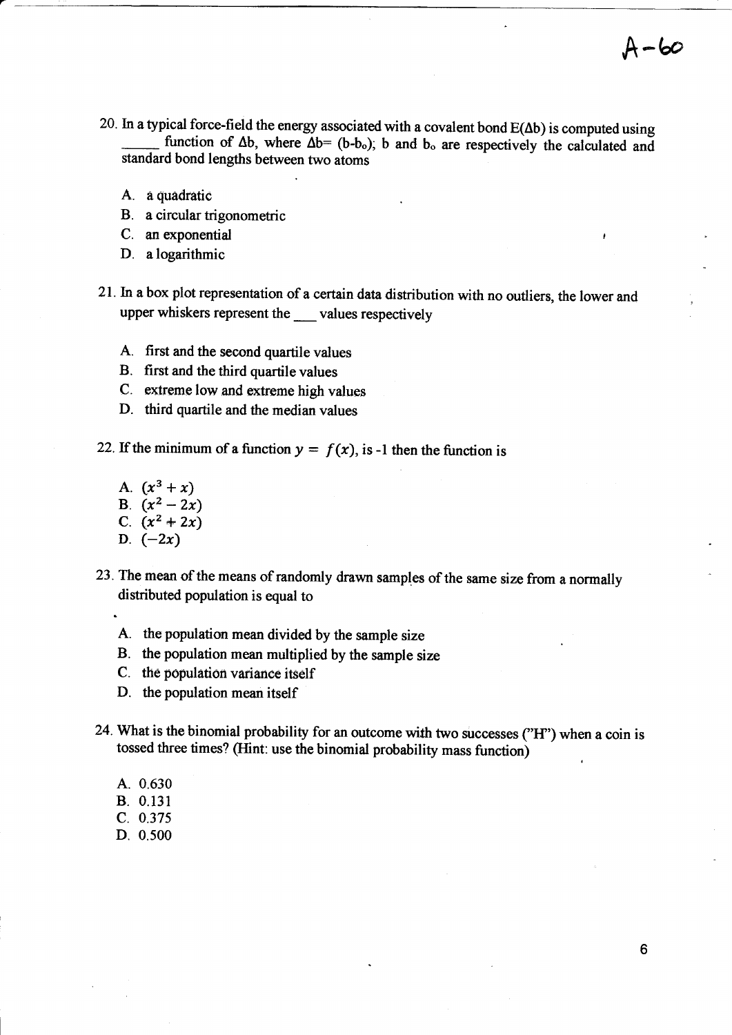A-60

20. In a typical force-field the energy associated with a covalent bond E(Δb) is computed using _____ function of Δb, where Δb= (b-b$_o$); b and b$_o$ are respectively the calculated and standard bond lengths between two atoms

    A. a quadratic
    B. a circular trigonometric
    C. an exponential
    D. a logarithmic

21. In a box plot representation of a certain data distribution with no outliers, the lower and upper whiskers represent the ___ values respectively

    A. first and the second quartile values
    B. first and the third quartile values
    C. extreme low and extreme high values
    D. third quartile and the median values

22. If the minimum of a function $y = f(x)$, is -1 then the function is

    A. $(x^3 + x)$
    B. $(x^2 - 2x)$
    C. $(x^2 + 2x)$
    D. $(-2x)$

23. The mean of the means of randomly drawn samples of the same size from a normally distributed population is equal to

    A. the population mean divided by the sample size
    B. the population mean multiplied by the sample size
    C. the population variance itself
    D. the population mean itself

24. What is the binomial probability for an outcome with two successes ("H") when a coin is tossed three times? (Hint: use the binomial probability mass function)

    A. 0.630
    B. 0.131
    C. 0.375
    D. 0.500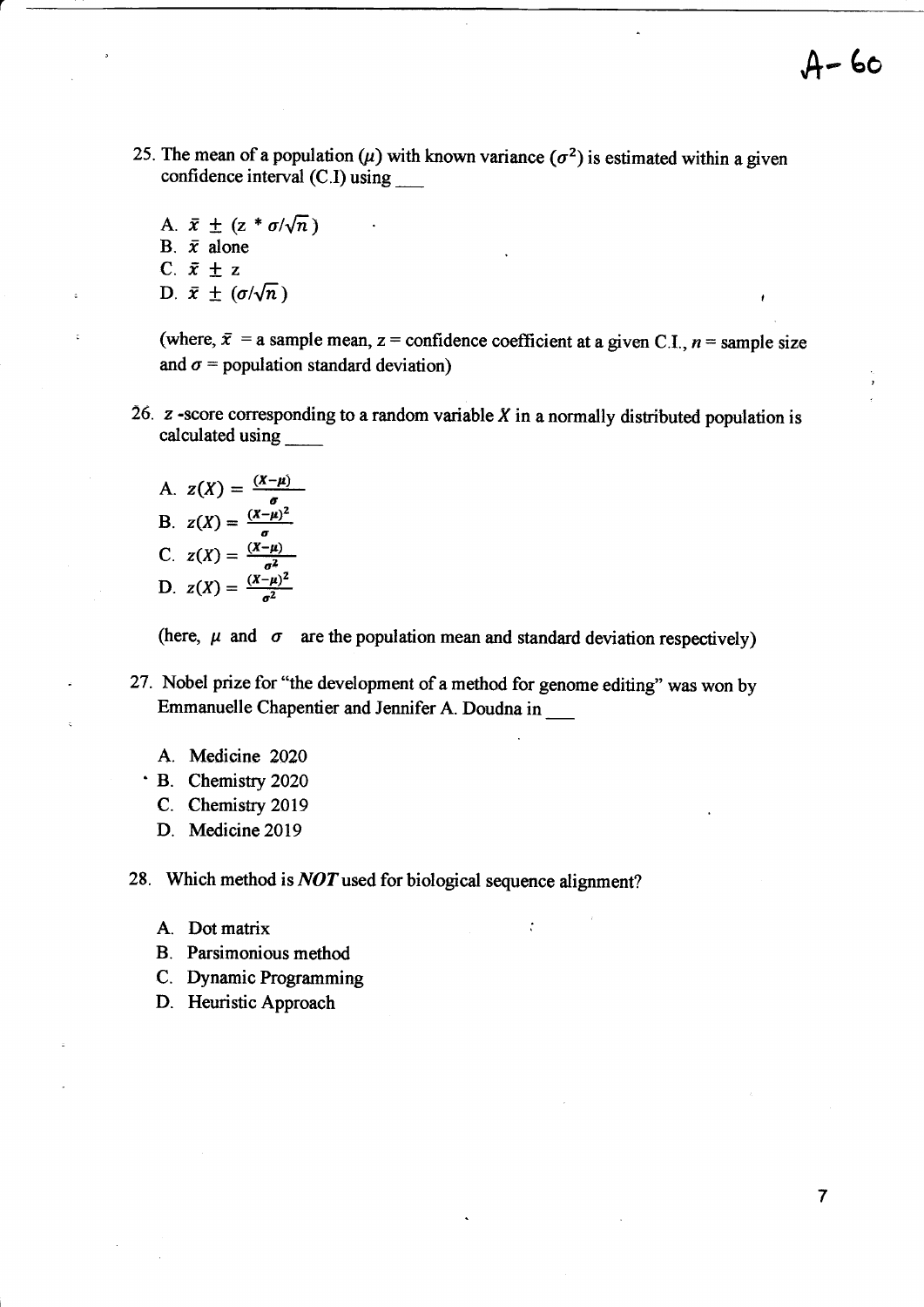25. The mean of a population ($\mu$) with known variance ($\sigma^2$) is estimated within a given confidence interval (C.I) using ___

   A. $\bar{x} \pm (z * \sigma/\sqrt{n})$
   B. $\bar{x}$ alone
   C. $\bar{x} \pm z$
   D. $\bar{x} \pm (\sigma/\sqrt{n})$

   (where, $\bar{x}$ = a sample mean, z = confidence coefficient at a given C.I., $n$ = sample size and $\sigma$ = population standard deviation)

26. $z$-score corresponding to a random variable $X$ in a normally distributed population is calculated using ____

   A. $z(X) = \frac{(X-\mu)}{\sigma}$
   B. $z(X) = \frac{(X-\mu)^2}{\sigma}$
   C. $z(X) = \frac{(X-\mu)}{\sigma^2}$
   D. $z(X) = \frac{(X-\mu)^2}{\sigma^2}$

   (here, $\mu$ and $\sigma$ are the population mean and standard deviation respectively)

27. Nobel prize for "the development of a method for genome editing" was won by Emmanuelle Chapentier and Jennifer A. Doudna in ___

   A. Medicine 2020
   B. Chemistry 2020
   C. Chemistry 2019
   D. Medicine 2019

28. Which method is ***NOT*** used for biological sequence alignment?

   A. Dot matrix
   B. Parsimonious method
   C. Dynamic Programming
   D. Heuristic Approach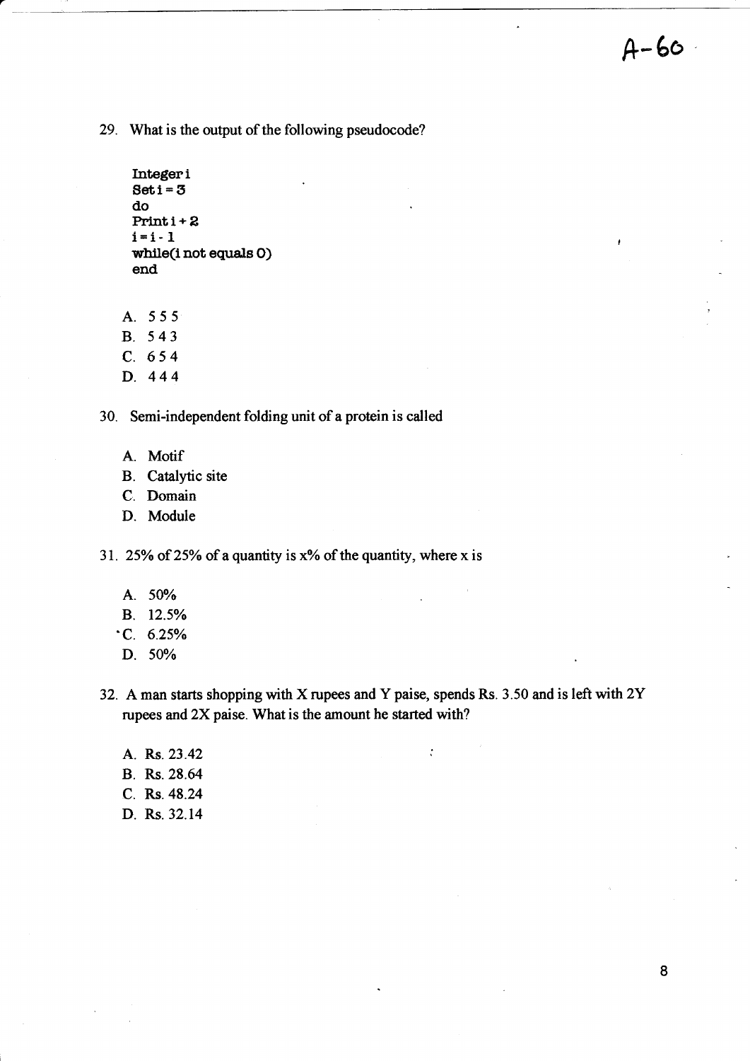29. What is the output of the following pseudocode?

```
Integer i
Set i = 3
do
Print i + 2
i = i - 1
while(i not equals 0)
end
```

A. 5 5 5
B. 5 4 3
C. 6 5 4
D. 4 4 4

30. Semi-independent folding unit of a protein is called

A. Motif
B. Catalytic site
C. Domain
D. Module

31. 25% of 25% of a quantity is x% of the quantity, where x is

A. 50%
B. 12.5%
C. 6.25%
D. 50%

32. A man starts shopping with X rupees and Y paise, spends Rs. 3.50 and is left with 2Y rupees and 2X paise. What is the amount he started with?

A. Rs. 23.42
B. Rs. 28.64
C. Rs. 48.24
D. Rs. 32.14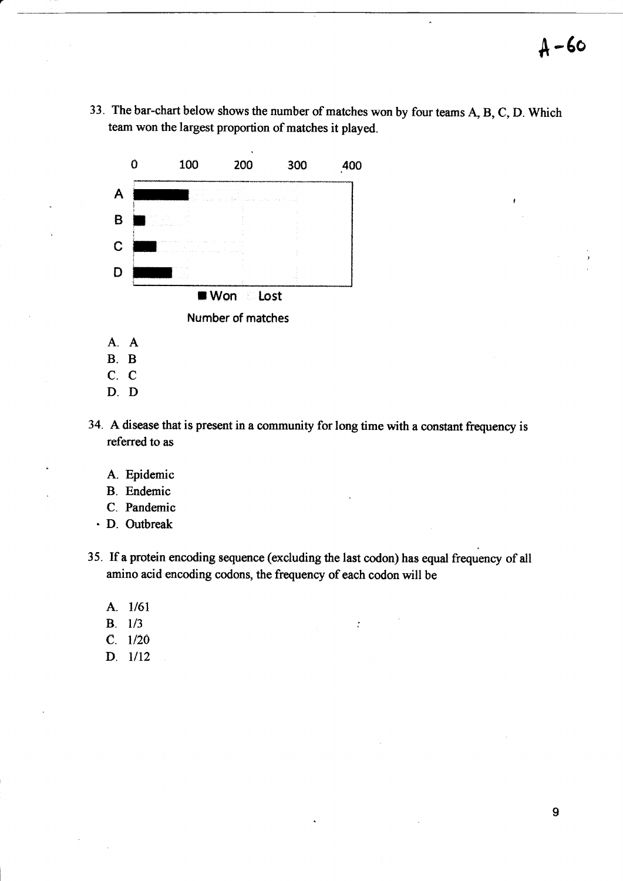33. The bar-chart below shows the number of matches won by four teams A, B, C, D. Which team won the largest proportion of matches it played.

0 100 200 300 400

A
B
C
D

■ Won  Lost

Number of matches

   A. A
   B. B
   C. C
   D. D

34. A disease that is present in a community for long time with a constant frequency is referred to as

   A. Epidemic
   B. Endemic
   C. Pandemic
   D. Outbreak

35. If a protein encoding sequence (excluding the last codon) has equal frequency of all amino acid encoding codons, the frequency of each codon will be

   A. 1/61
   B. 1/3
   C. 1/20
   D. 1/12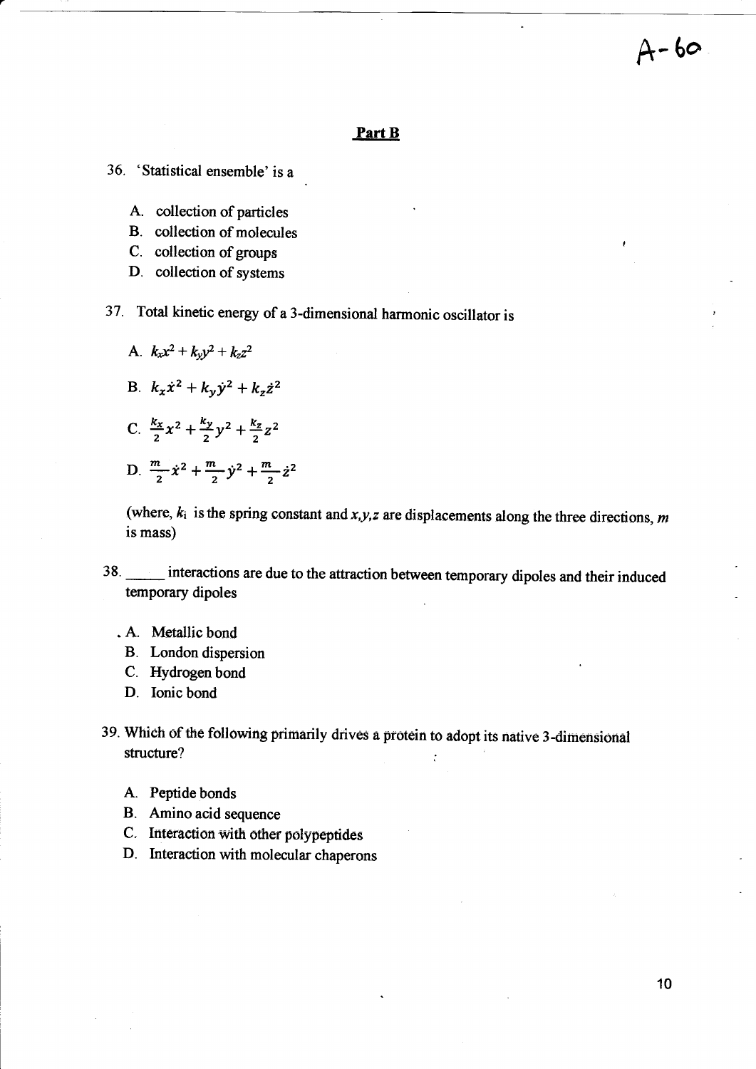## Part B

36. 'Statistical ensemble' is a

   A. collection of particles
   B. collection of molecules
   C. collection of groups
   D. collection of systems

37. Total kinetic energy of a 3-dimensional harmonic oscillator is

   A. $k_x x^2 + k_y y^2 + k_z z^2$

   B. $k_x \dot{x}^2 + k_y \dot{y}^2 + k_z \dot{z}^2$

   C. $\frac{k_x}{2}x^2 + \frac{k_y}{2}y^2 + \frac{k_z}{2}z^2$

   D. $\frac{m}{2}\dot{x}^2 + \frac{m}{2}\dot{y}^2 + \frac{m}{2}\dot{z}^2$

   (where, $k_i$ is the spring constant and $x,y,z$ are displacements along the three directions, $m$ is mass)

38. _____ interactions are due to the attraction between temporary dipoles and their induced temporary dipoles

   A. Metallic bond
   B. London dispersion
   C. Hydrogen bond
   D. Ionic bond

39. Which of the following primarily drives a protein to adopt its native 3-dimensional structure?

   A. Peptide bonds
   B. Amino acid sequence
   C. Interaction with other polypeptides
   D. Interaction with molecular chaperons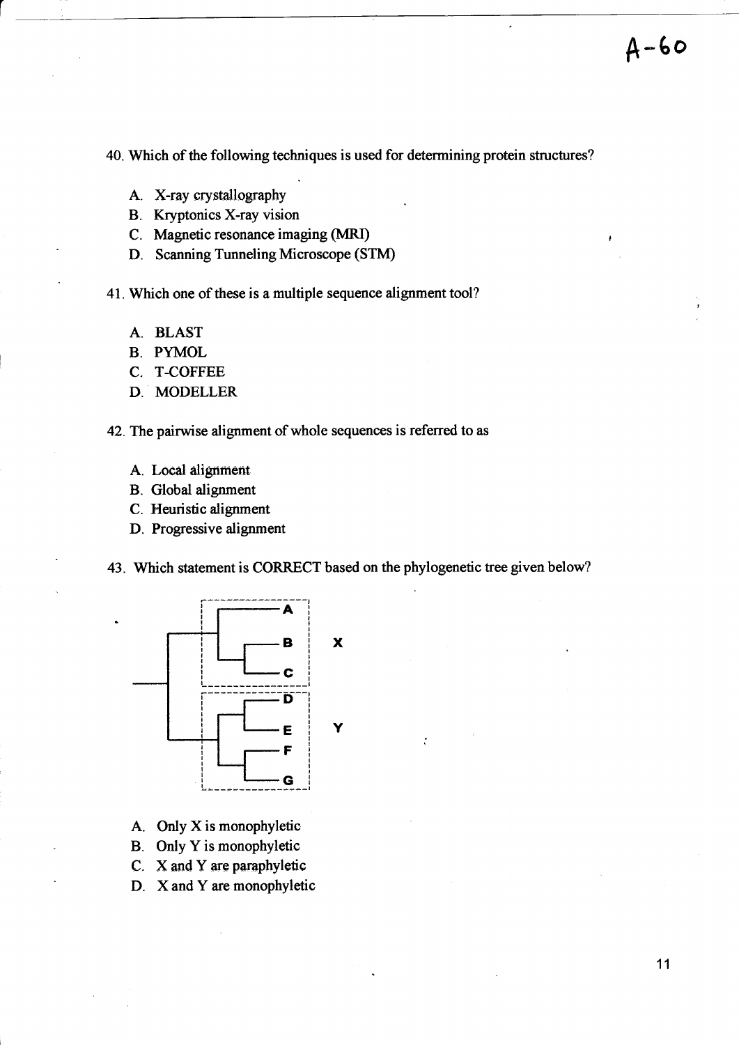A-60

40. Which of the following techniques is used for determining protein structures?

   A. X-ray crystallography
   B. Kryptonics X-ray vision
   C. Magnetic resonance imaging (MRI)
   D. Scanning Tunneling Microscope (STM)

41. Which one of these is a multiple sequence alignment tool?

   A. BLAST
   B. PYMOL
   C. T-COFFEE
   D. MODELLER

42. The pairwise alignment of whole sequences is referred to as

   A. Local alignment
   B. Global alignment
   C. Heuristic alignment
   D. Progressive alignment

43. Which statement is CORRECT based on the phylogenetic tree given below?

   A. Only X is monophyletic
   B. Only Y is monophyletic
   C. X and Y are paraphyletic
   D. X and Y are monophyletic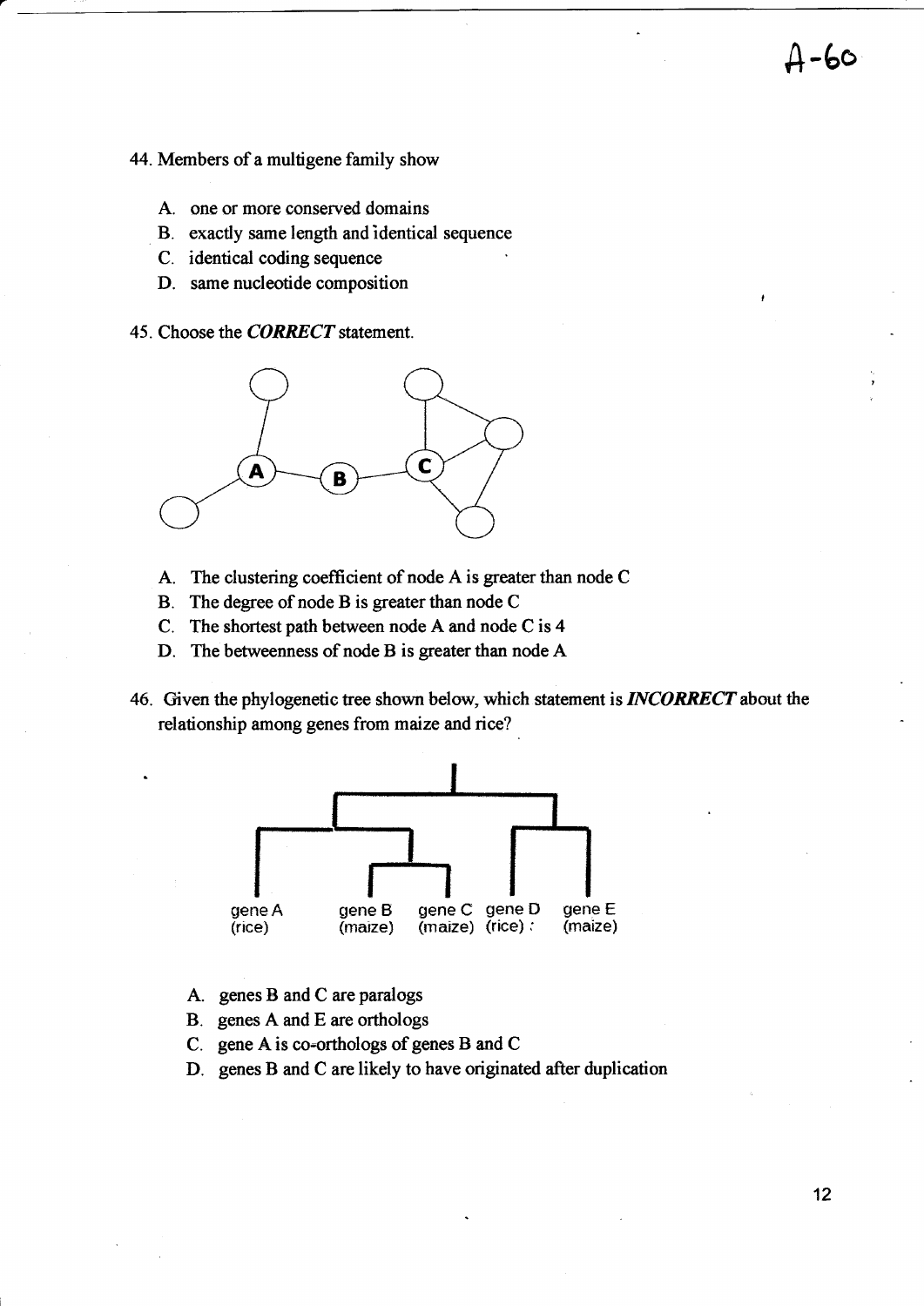44. Members of a multigene family show

   A. one or more conserved domains
   B. exactly same length and identical sequence
   C. identical coding sequence
   D. same nucleotide composition

45. Choose the ***CORRECT*** statement.

   A. The clustering coefficient of node A is greater than node C
   B. The degree of node B is greater than node C
   C. The shortest path between node A and node C is 4
   D. The betweenness of node B is greater than node A

46. Given the phylogenetic tree shown below, which statement is ***INCORRECT*** about the relationship among genes from maize and rice?

   A. genes B and C are paralogs
   B. genes A and E are orthologs
   C. gene A is co-orthologs of genes B and C
   D. genes B and C are likely to have originated after duplication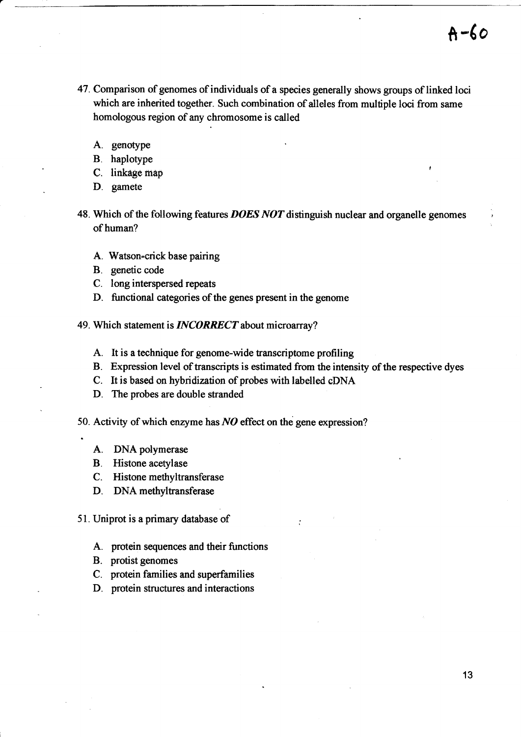A-60

47. Comparison of genomes of individuals of a species generally shows groups of linked loci which are inherited together. Such combination of alleles from multiple loci from same homologous region of any chromosome is called

   A. genotype
   B. haplotype
   C. linkage map
   D. gamete

48. Which of the following features ***DOES NOT*** distinguish nuclear and organelle genomes of human?

   A. Watson-crick base pairing
   B. genetic code
   C. long interspersed repeats
   D. functional categories of the genes present in the genome

49. Which statement is ***INCORRECT*** about microarray?

   A. It is a technique for genome-wide transcriptome profiling
   B. Expression level of transcripts is estimated from the intensity of the respective dyes
   C. It is based on hybridization of probes with labelled cDNA
   D. The probes are double stranded

50. Activity of which enzyme has ***NO*** effect on the gene expression?

   A. DNA polymerase
   B. Histone acetylase
   C. Histone methyltransferase
   D. DNA methyltransferase

51. Uniprot is a primary database of

   A. protein sequences and their functions
   B. protist genomes
   C. protein families and superfamilies
   D. protein structures and interactions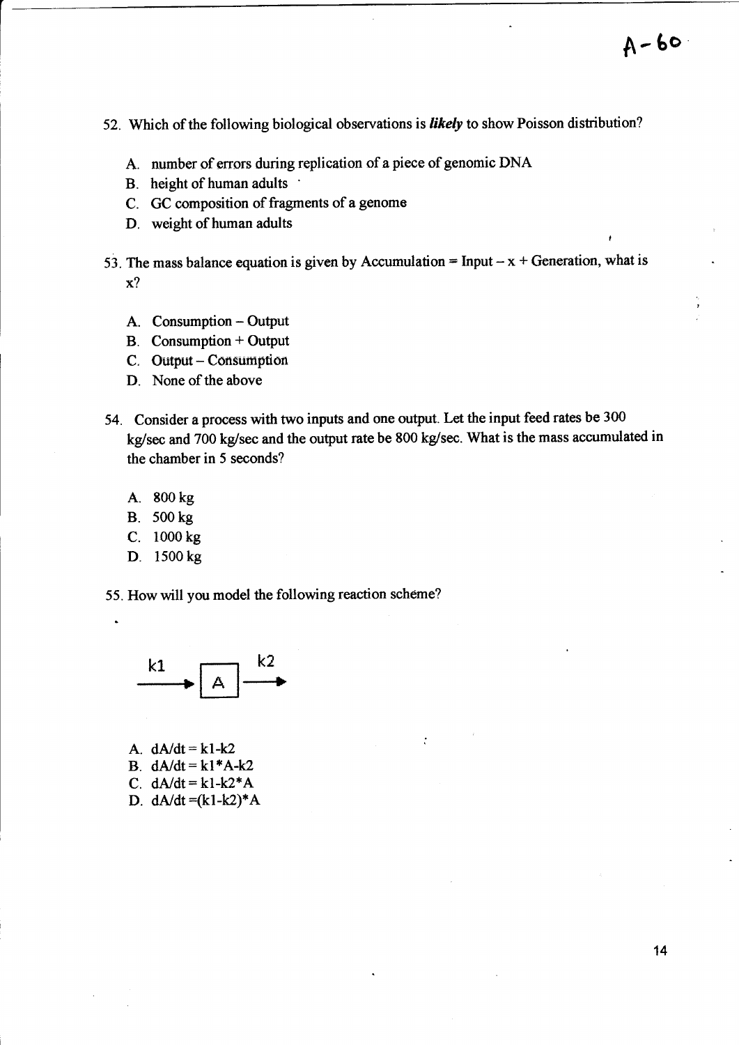52. Which of the following biological observations is ***likely*** to show Poisson distribution?

   A. number of errors during replication of a piece of genomic DNA
   B. height of human adults
   C. GC composition of fragments of a genome
   D. weight of human adults

53. The mass balance equation is given by Accumulation = Input – x + Generation, what is x?

   A. Consumption – Output
   B. Consumption + Output
   C. Output – Consumption
   D. None of the above

54. Consider a process with two inputs and one output. Let the input feed rates be 300 kg/sec and 700 kg/sec and the output rate be 800 kg/sec. What is the mass accumulated in the chamber in 5 seconds?

   A. 800 kg
   B. 500 kg
   C. 1000 kg
   D. 1500 kg

55. How will you model the following reaction scheme?

$$\xrightarrow{k1} \boxed{A} \xrightarrow{k2}$$

   A. $dA/dt = k1\text{-}k2$
   B. $dA/dt = k1*A\text{-}k2$
   C. $dA/dt = k1\text{-}k2*A$
   D. $dA/dt = (k1\text{-}k2)*A$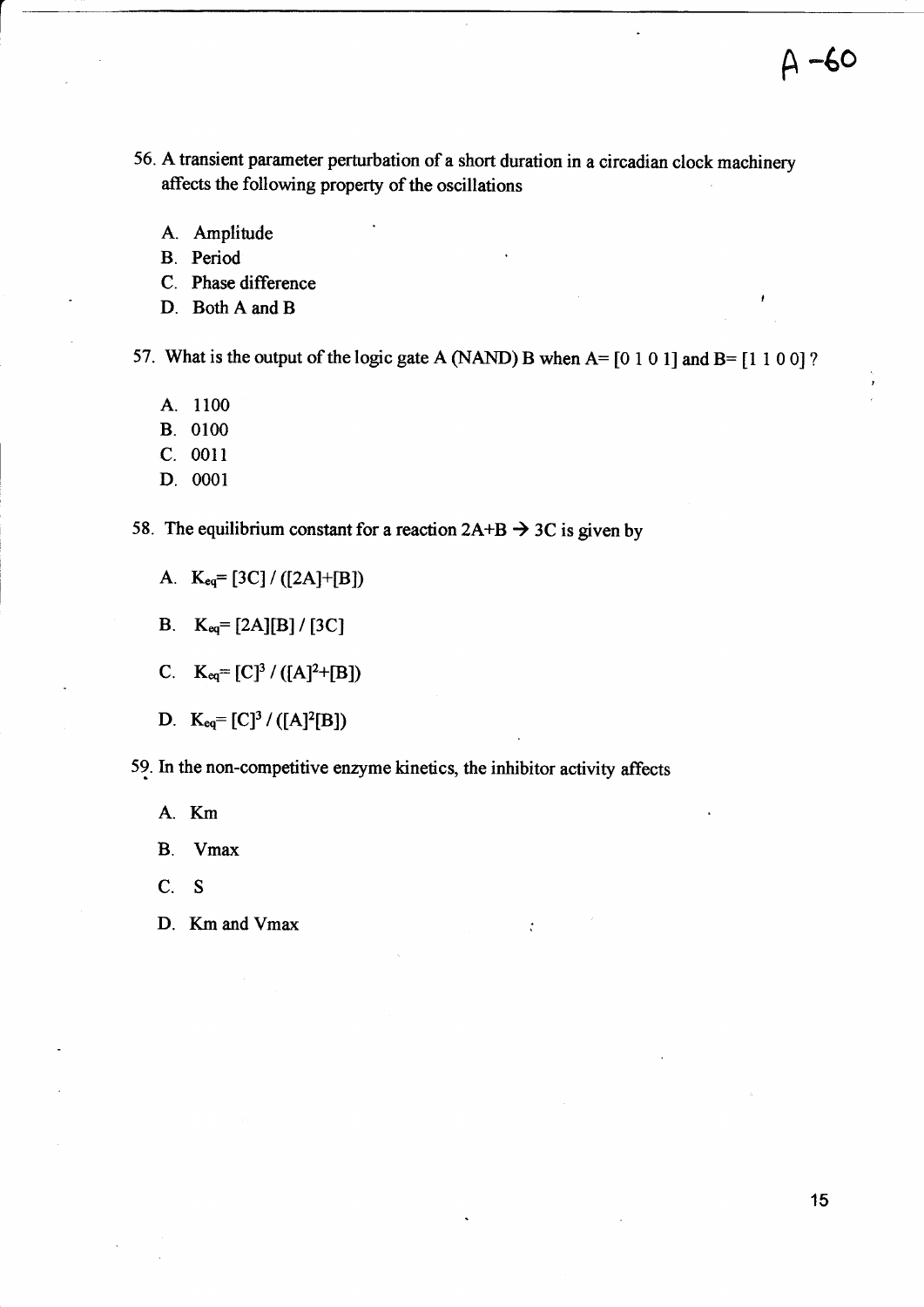A -60

56. A transient parameter perturbation of a short duration in a circadian clock machinery affects the following property of the oscillations

   A. Amplitude
   B. Period
   C. Phase difference
   D. Both A and B

57. What is the output of the logic gate A (NAND) B when A= [0 1 0 1] and B= [1 1 0 0] ?

   A. 1100
   B. 0100
   C. 0011
   D. 0001

58. The equilibrium constant for a reaction 2A+B → 3C is given by

   A. $K_{eq}$= [3C] / ([2A]+[B])

   B. $K_{eq}$= [2A][B] / [3C]

   C. $K_{eq}$= $[C]^3$ / ($[A]^2$+[B])

   D. $K_{eq}$= $[C]^3$ / ($[A]^2$[B])

59. In the non-competitive enzyme kinetics, the inhibitor activity affects

   A. Km

   B. Vmax

   C. S

   D. Km and Vmax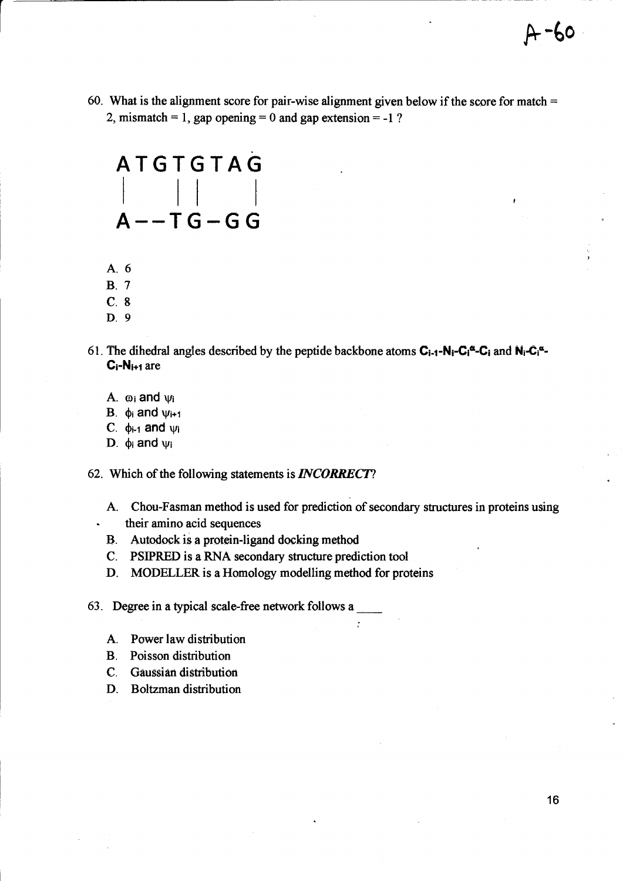A-60

60. What is the alignment score for pair-wise alignment given below if the score for match = 2, mismatch = 1, gap opening = 0 and gap extension = -1 ?

```
A T G T G T A G
|       | |     |
A - - T G - G G
```

A. 6
B. 7
C. 8
D. 9

61. The dihedral angles described by the peptide backbone atoms $C_{i-1}$-$N_i$-$C_i^{\alpha}$-$C_i$ and $N_i$-$C_i^{\alpha}$-$C_i$-$N_{i+1}$ are

A. $\omega_i$ and $\psi_i$
B. $\phi_i$ and $\psi_{i+1}$
C. $\phi_{i-1}$ and $\psi_i$
D. $\phi_i$ and $\psi_i$

62. Which of the following statements is ***INCORRECT***?

A. Chou-Fasman method is used for prediction of secondary structures in proteins using their amino acid sequences
B. Autodock is a protein-ligand docking method
C. PSIPRED is a RNA secondary structure prediction tool
D. MODELLER is a Homology modelling method for proteins

63. Degree in a typical scale-free network follows a ____

A. Power law distribution
B. Poisson distribution
C. Gaussian distribution
D. Boltzman distribution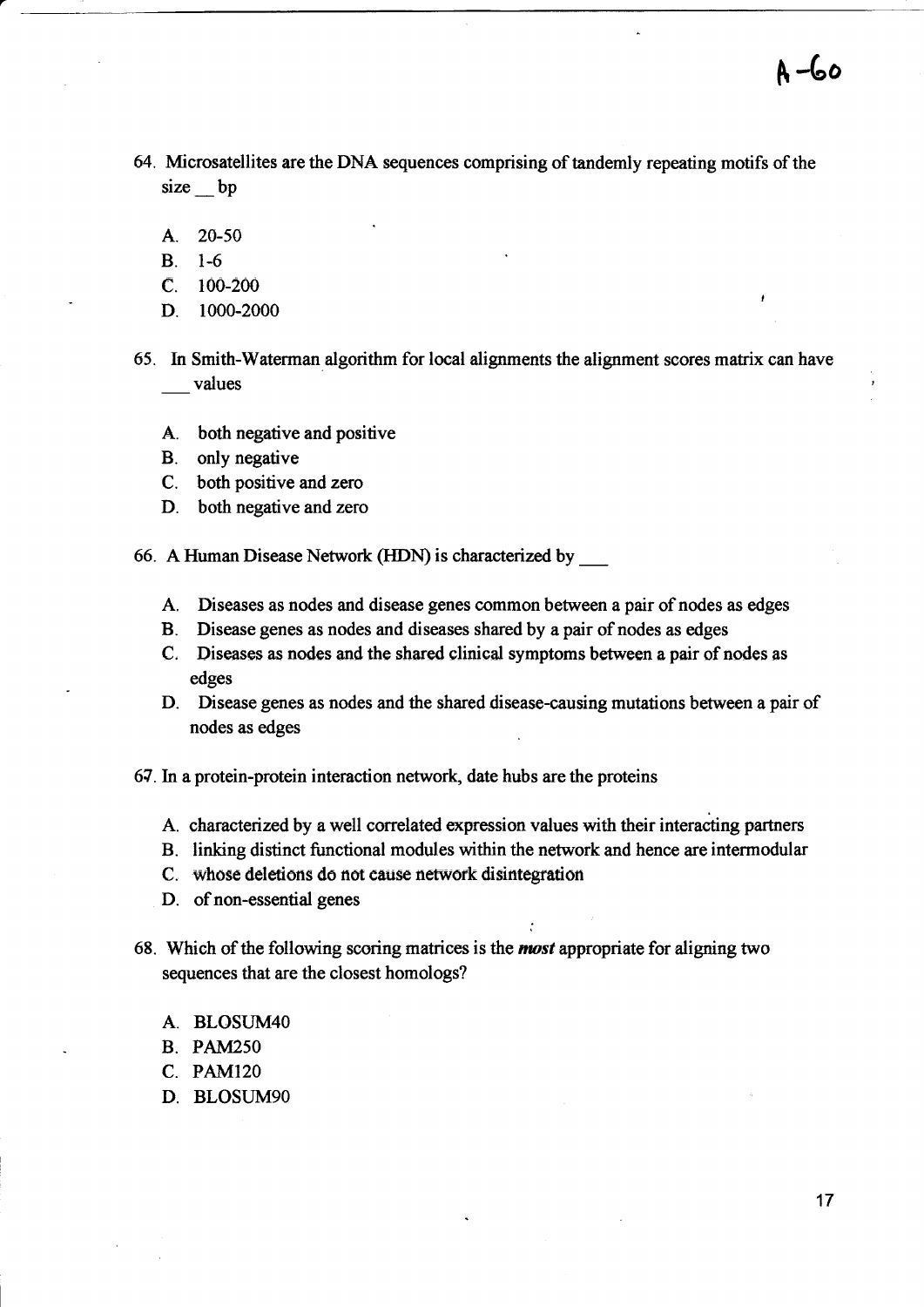64. Microsatellites are the DNA sequences comprising of tandemly repeating motifs of the size __ bp

    A. 20-50
    B. 1-6
    C. 100-200
    D. 1000-2000

65. In Smith-Waterman algorithm for local alignments the alignment scores matrix can have ___ values

    A. both negative and positive
    B. only negative
    C. both positive and zero
    D. both negative and zero

66. A Human Disease Network (HDN) is characterized by ___

    A. Diseases as nodes and disease genes common between a pair of nodes as edges
    B. Disease genes as nodes and diseases shared by a pair of nodes as edges
    C. Diseases as nodes and the shared clinical symptoms between a pair of nodes as edges
    D. Disease genes as nodes and the shared disease-causing mutations between a pair of nodes as edges

67. In a protein-protein interaction network, date hubs are the proteins

    A. characterized by a well correlated expression values with their interacting partners
    B. linking distinct functional modules within the network and hence are intermodular
    C. whose deletions do not cause network disintegration
    D. of non-essential genes

68. Which of the following scoring matrices is the ***most*** appropriate for aligning two sequences that are the closest homologs?

    A. BLOSUM40
    B. PAM250
    C. PAM120
    D. BLOSUM90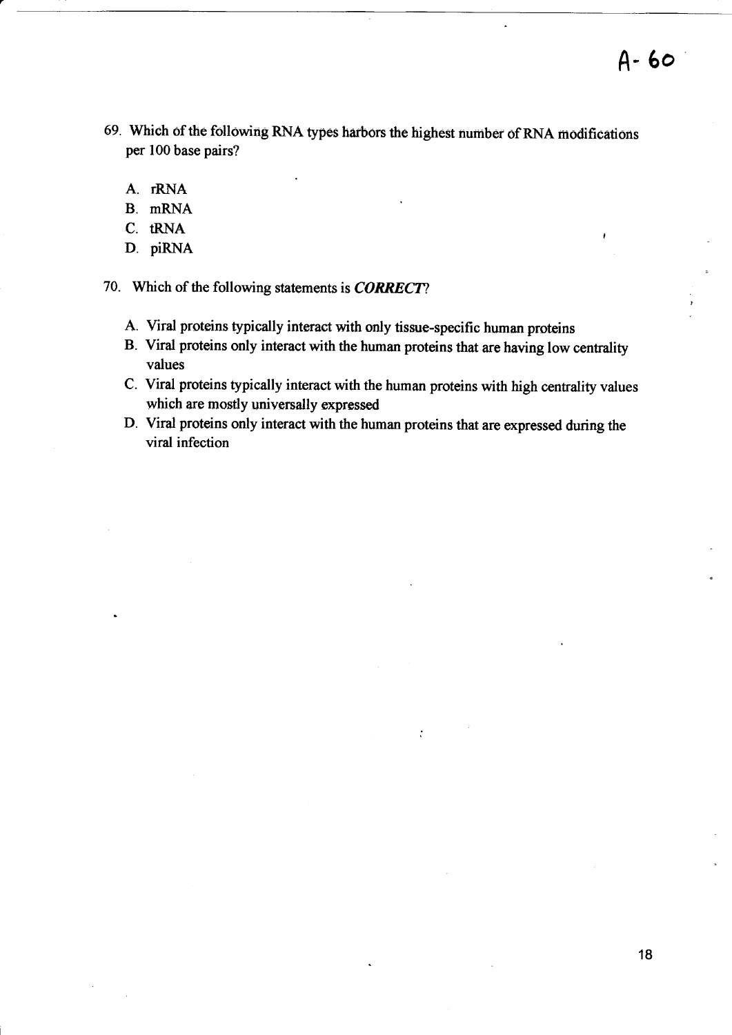A- 60

69. Which of the following RNA types harbors the highest number of RNA modifications per 100 base pairs?

    A. rRNA
    B. mRNA
    C. tRNA
    D. piRNA

70. Which of the following statements is ***CORRECT***?

    A. Viral proteins typically interact with only tissue-specific human proteins
    B. Viral proteins only interact with the human proteins that are having low centrality values
    C. Viral proteins typically interact with the human proteins with high centrality values which are mostly universally expressed
    D. Viral proteins only interact with the human proteins that are expressed during the viral infection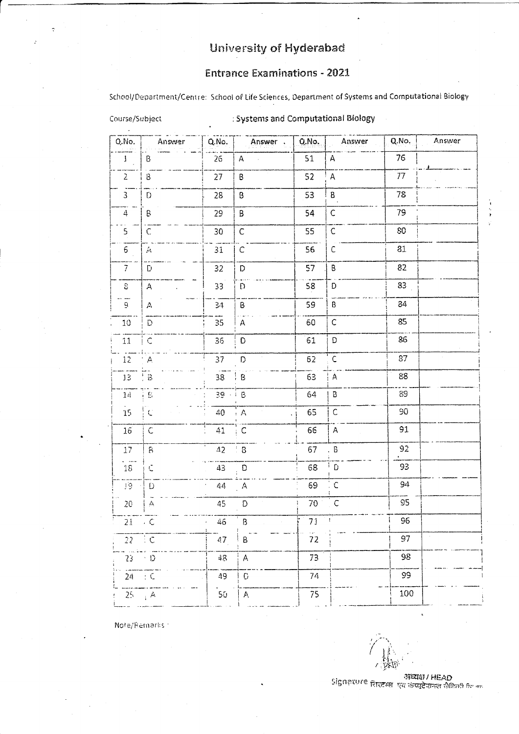# University of Hyderabad

## Entrance Examinations - 2021

School/Department/Centre: School of Life Sciences, Department of Systems and Computational Biology

Course/Subject : Systems and Computational Biology

| Q.No. | Answer | Q.No. | Answer | Q.No. | Answer | Q.No. | Answer |
|---|---|---|---|---|---|---|---|
| 1 | B | 26 | A | 51 | A | 76 | |
| 2 | B | 27 | B | 52 | A | 77 | |
| 3 | D | 28 | B | 53 | B | 78 | |
| 4 | B | 29 | B | 54 | C | 79 | |
| 5 | C | 30 | C | 55 | C | 80 | |
| 6 | A | 31 | C | 56 | C | 81 | |
| 7 | D | 32 | D | 57 | B | 82 | |
| 8 | A | 33 | D | 58 | D | 83 | |
| 9 | A | 34 | B | 59 | B | 84 | |
| 10 | D | 35 | A | 60 | C | 85 | |
| 11 | C | 36 | D | 61 | D | 86 | |
| 12 | A | 37 | D | 62 | C | 87 | |
| 13 | B | 38 | B | 63 | A | 88 | |
| 14 | B | 39 | B | 64 | B | 89 | |
| 15 | C | 40 | A | 65 | C | 90 | |
| 16 | C | 41 | C | 66 | A | 91 | |
| 17 | B | 42 | B | 67 | B | 92 | |
| 18 | C | 43 | D | 68 | D | 93 | |
| 19 | D | 44 | A | 69 | C | 94 | |
| 20 | A | 45 | D | 70 | C | 95 | |
| 21 | C | 46 | B | 71 | | 96 | |
| 22 | C | 47 | B | 72 | | 97 | |
| 23 | D | 48 | A | 73 | | 98 | |
| 24 | C | 49 | D | 74 | | 99 | |
| 25 | A | 50 | A | 75 | | 100 | |

Note/Remarks :

Signature अध्यक्ष / HEAD
सिस्टम्स एवं कम्प्यूटेशनल जैविकी विभाग